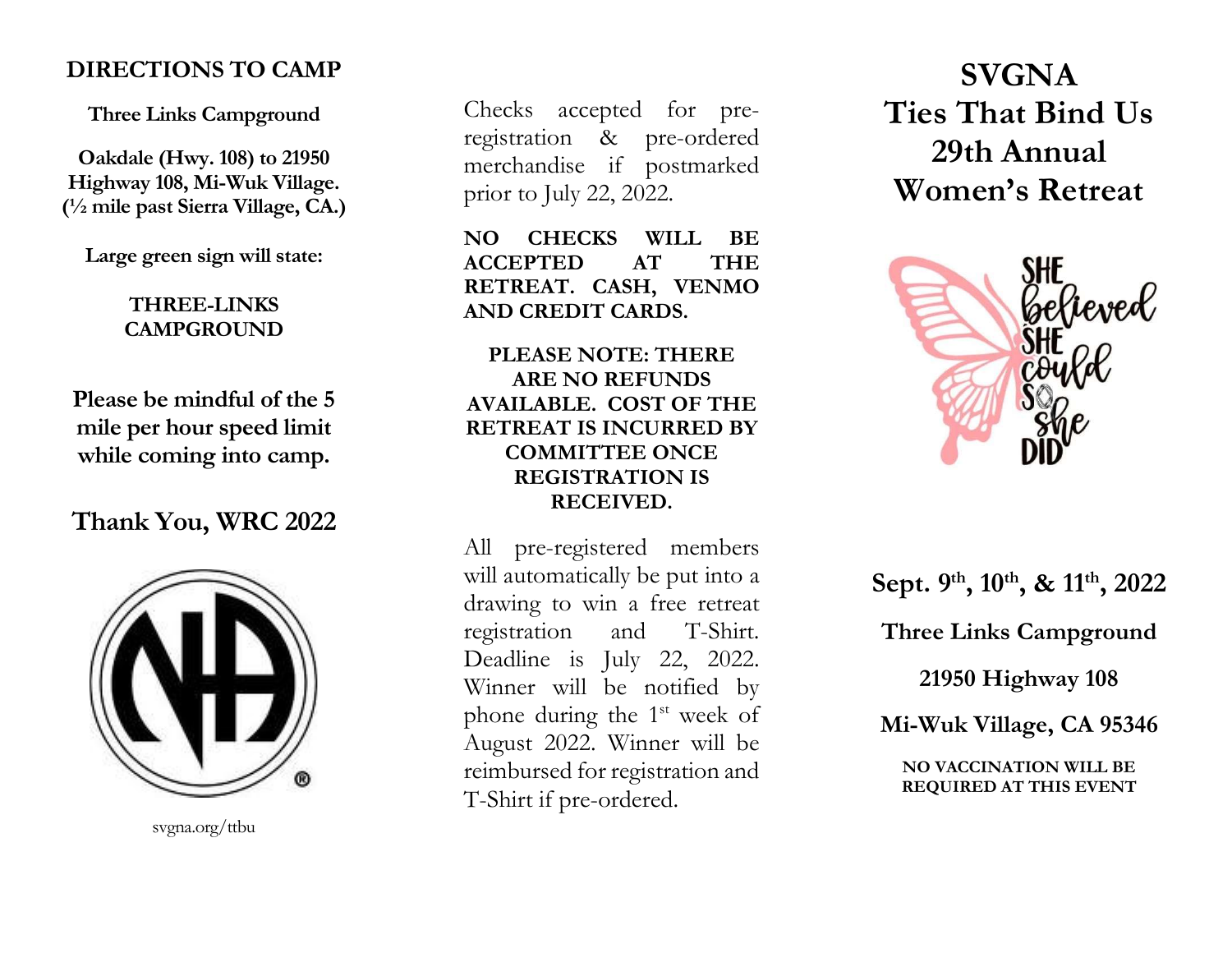## DIRECTIONS TO CAMP

**Three Links Campground**

**Oakdale (Hwy. 108) to 21950 Highway 108, Mi-Wuk Village. (½ mile past Sierra Village, CA.)**

**Large green sign will state:**

**THREE-LINKS CAMPGROUND**

**Please be mindful of the 5 mile per hour speed limit while coming into camp.**

**Thank You, WRC 2022**

svgna.org/ttbu

Checks accepted for pre-registration & pre-ordered merchandise if postmarked prior to July 22, 2022.

**NO CHECKS WILL BE ACCEPTED AT THE RETREAT. CASH, VENMO AND CREDIT CARDS.**

**PLEASE NOTE: THERE ARE NO REFUNDS AVAILABLE. COST OF THE RETREAT IS INCURRED BY COMMITTEE ONCE REGISTRATION IS RECEIVED.**

All pre-registered members will automatically be put into a drawing to win a free retreat registration and T-Shirt. Deadline is July 22, 2022. Winner will be notified by phone during the 1st week of August 2022. Winner will be reimbursed for registration and T-Shirt if pre-ordered.

# SVGNA Ties That Bind Us 29th Annual Women's Retreat

SHE believed SHE could SO she DID

**Sept. 9th, 10th, & 11th, 2022**

**Three Links Campground**

**21950 Highway 108**

**Mi-Wuk Village, CA 95346**

**NO VACCINATION WILL BE REQUIRED AT THIS EVENT**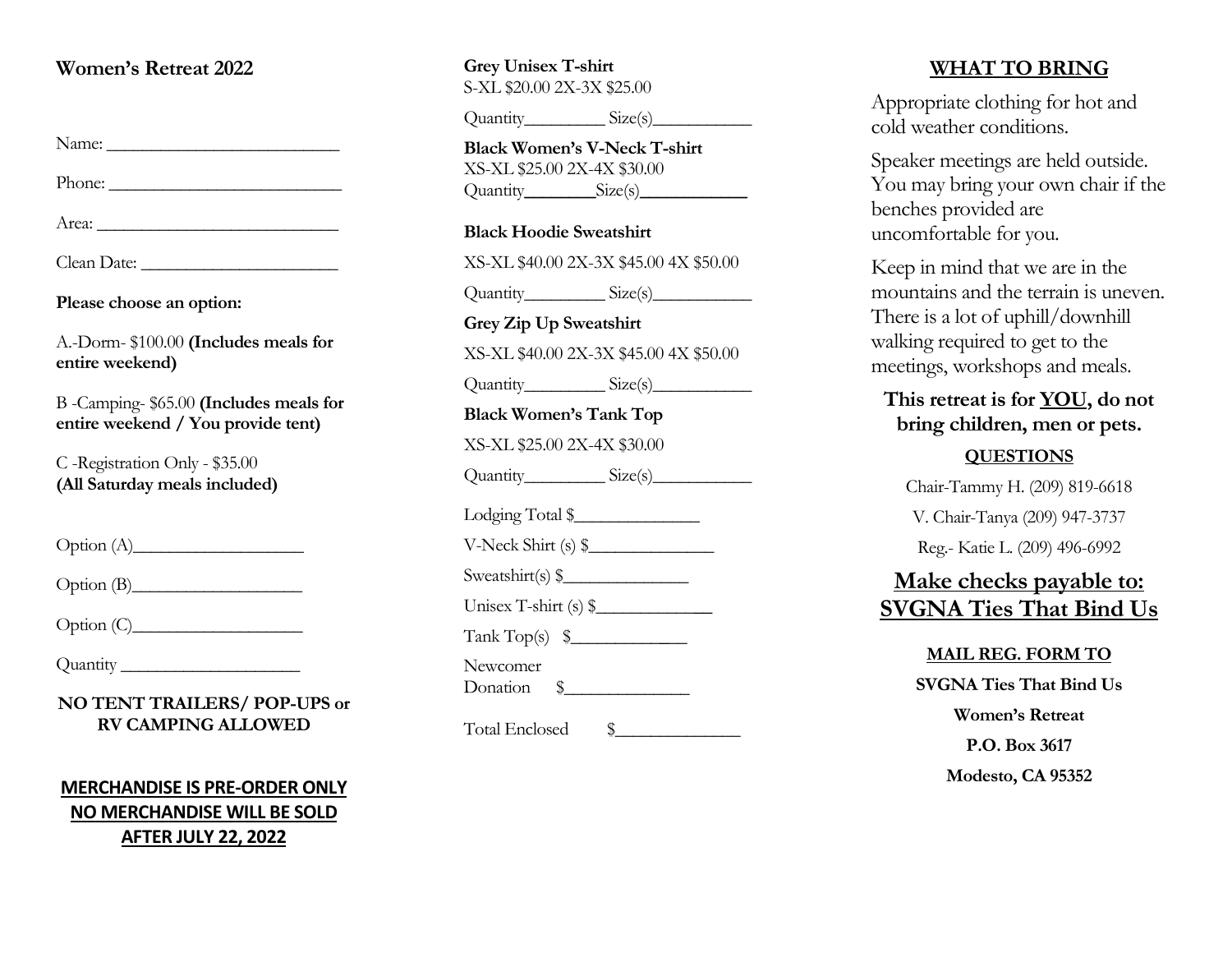## Women's Retreat 2022

Name: ___________________________

Phone: ___________________________

Area: ___________________________

Clean Date: ______________________

**Please choose an option:**

A.-Dorm- $100.00 **(Includes meals for entire weekend)**

B -Camping- $65.00 **(Includes meals for entire weekend / You provide tent)**

C -Registration Only - $35.00 **(All Saturday meals included)**

Option (A)___________________

Option (B)___________________

Option (C)___________________

Quantity ____________________

**NO TENT TRAILERS/ POP-UPS or RV CAMPING ALLOWED**

**MERCHANDISE IS PRE-ORDER ONLY**
**NO MERCHANDISE WILL BE SOLD AFTER JULY 22, 2022**

**Grey Unisex T-shirt**
S-XL $20.00 2X-3X $25.00

Quantity_________ Size(s)___________

**Black Women's V-Neck T-shirt**
XS-XL $25.00 2X-4X $30.00
Quantity________Size(s)____________

**Black Hoodie Sweatshirt**

XS-XL $40.00 2X-3X $45.00 4X $50.00

Quantity_________ Size(s)___________

**Grey Zip Up Sweatshirt**

XS-XL $40.00 2X-3X $45.00 4X $50.00

Quantity_________ Size(s)___________

**Black Women's Tank Top**

XS-XL $25.00 2X-4X $30.00

Quantity_________ Size(s)___________

Lodging Total $______________

V-Neck Shirt (s) $______________

Sweatshirt(s) $______________

Unisex T-shirt (s) $_____________

Tank Top(s) $_____________

Newcomer Donation $______________

Total Enclosed $______________

## WHAT TO BRING

Appropriate clothing for hot and cold weather conditions.

Speaker meetings are held outside. You may bring your own chair if the benches provided are uncomfortable for you.

Keep in mind that we are in the mountains and the terrain is uneven. There is a lot of uphill/downhill walking required to get to the meetings, workshops and meals.

**This retreat is for YOU, do not bring children, men or pets.**

### QUESTIONS

Chair-Tammy H. (209) 819-6618

V. Chair-Tanya (209) 947-3737

Reg.- Katie L. (209) 496-6992

## Make checks payable to: SVGNA Ties That Bind Us

**MAIL REG. FORM TO**

**SVGNA Ties That Bind Us**

**Women's Retreat**

**P.O. Box 3617**

**Modesto, CA 95352**